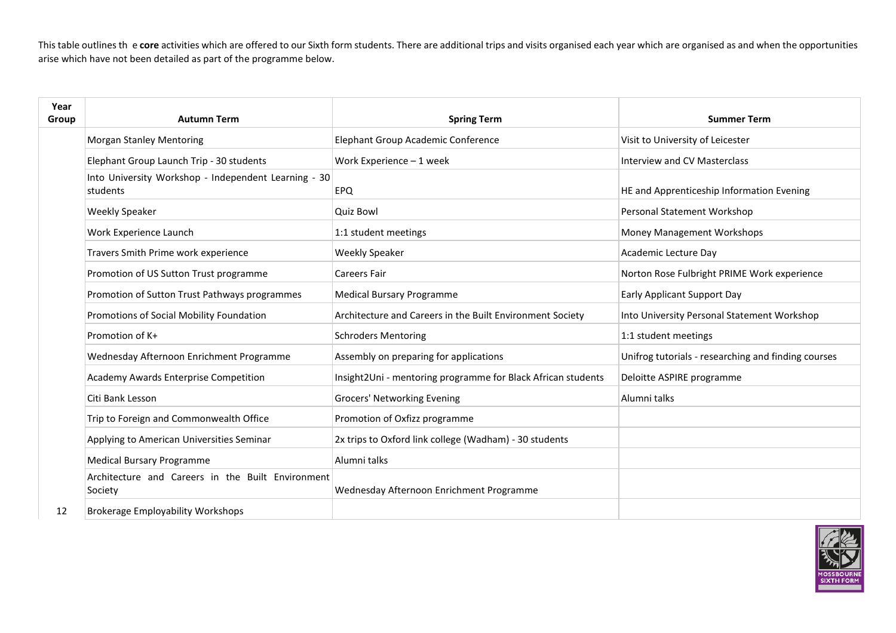This table outlines th e **core** activities which are offered to our Sixth form students. There are additional trips and visits organised each year which are organised as and when the opportunities arise which have not been detailed as part of the programme below.

| Year Group | Autumn Term | Spring Term | Summer Term |
|---|---|---|---|
| | Morgan Stanley Mentoring | Elephant Group Academic Conference | Visit to University of Leicester |
| | Elephant Group Launch Trip - 30 students | Work Experience – 1 week | Interview and CV Masterclass |
| | Into University Workshop - Independent Learning - 30 students | EPQ | HE and Apprenticeship Information Evening |
| | Weekly Speaker | Quiz Bowl | Personal Statement Workshop |
| | Work Experience Launch | 1:1 student meetings | Money Management Workshops |
| | Travers Smith Prime work experience | Weekly Speaker | Academic Lecture Day |
| | Promotion of US Sutton Trust programme | Careers Fair | Norton Rose Fulbright PRIME Work experience |
| | Promotion of Sutton Trust Pathways programmes | Medical Bursary Programme | Early Applicant Support Day |
| | Promotions of Social Mobility Foundation | Architecture and Careers in the Built Environment Society | Into University Personal Statement Workshop |
| | Promotion of K+ | Schroders Mentoring | 1:1 student meetings |
| | Wednesday Afternoon Enrichment Programme | Assembly on preparing for applications | Unifrog tutorials - researching and finding courses |
| | Academy Awards Enterprise Competition | Insight2Uni - mentoring programme for Black African students | Deloitte ASPIRE programme |
| | Citi Bank Lesson | Grocers' Networking Evening | Alumni talks |
| | Trip to Foreign and Commonwealth Office | Promotion of Oxfizz programme | |
| | Applying to American Universities Seminar | 2x trips to Oxford link college (Wadham) - 30 students | |
| | Medical Bursary Programme | Alumni talks | |
| | Architecture and Careers in the Built Environment Society | Wednesday Afternoon Enrichment Programme | |
| 12 | Brokerage Employability Workshops | | |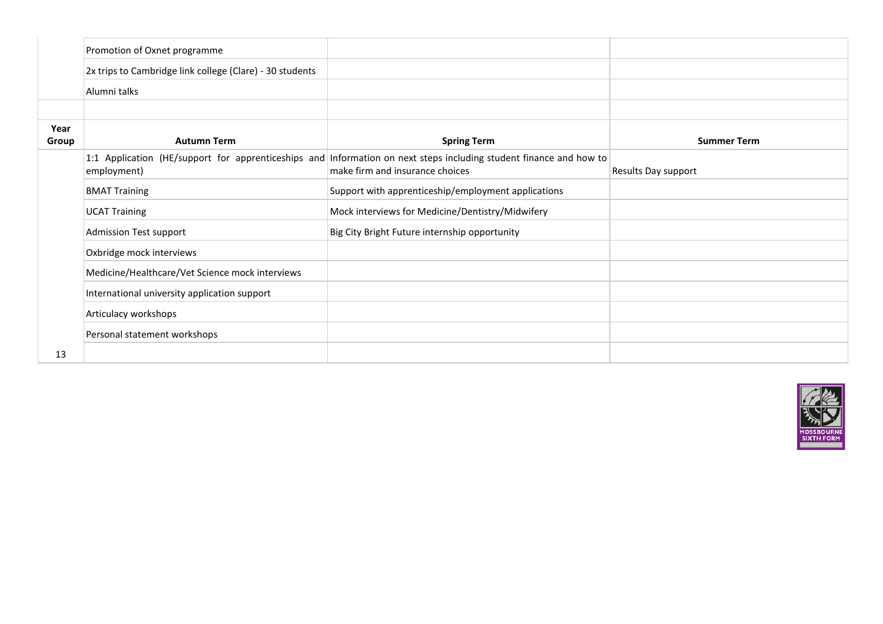| | | | |
|---|---|---|---|
| | Promotion of Oxnet programme | | |
| | 2x trips to Cambridge link college (Clare) - 30 students | | |
| | Alumni talks | | |
| | | | |
| **Year Group** | **Autumn Term** | **Spring Term** | **Summer Term** |
| | 1:1 Application (HE/support for apprenticeships and employment) | Information on next steps including student finance and how to make firm and insurance choices | Results Day support |
| | BMAT Training | Support with apprenticeship/employment applications | |
| | UCAT Training | Mock interviews for Medicine/Dentistry/Midwifery | |
| | Admission Test support | Big City Bright Future internship opportunity | |
| | Oxbridge mock interviews | | |
| | Medicine/Healthcare/Vet Science mock interviews | | |
| | International university application support | | |
| | Articulacy workshops | | |
| | Personal statement workshops | | |
| 13 | | | |

MOSSBOURNE SIXTH FORM